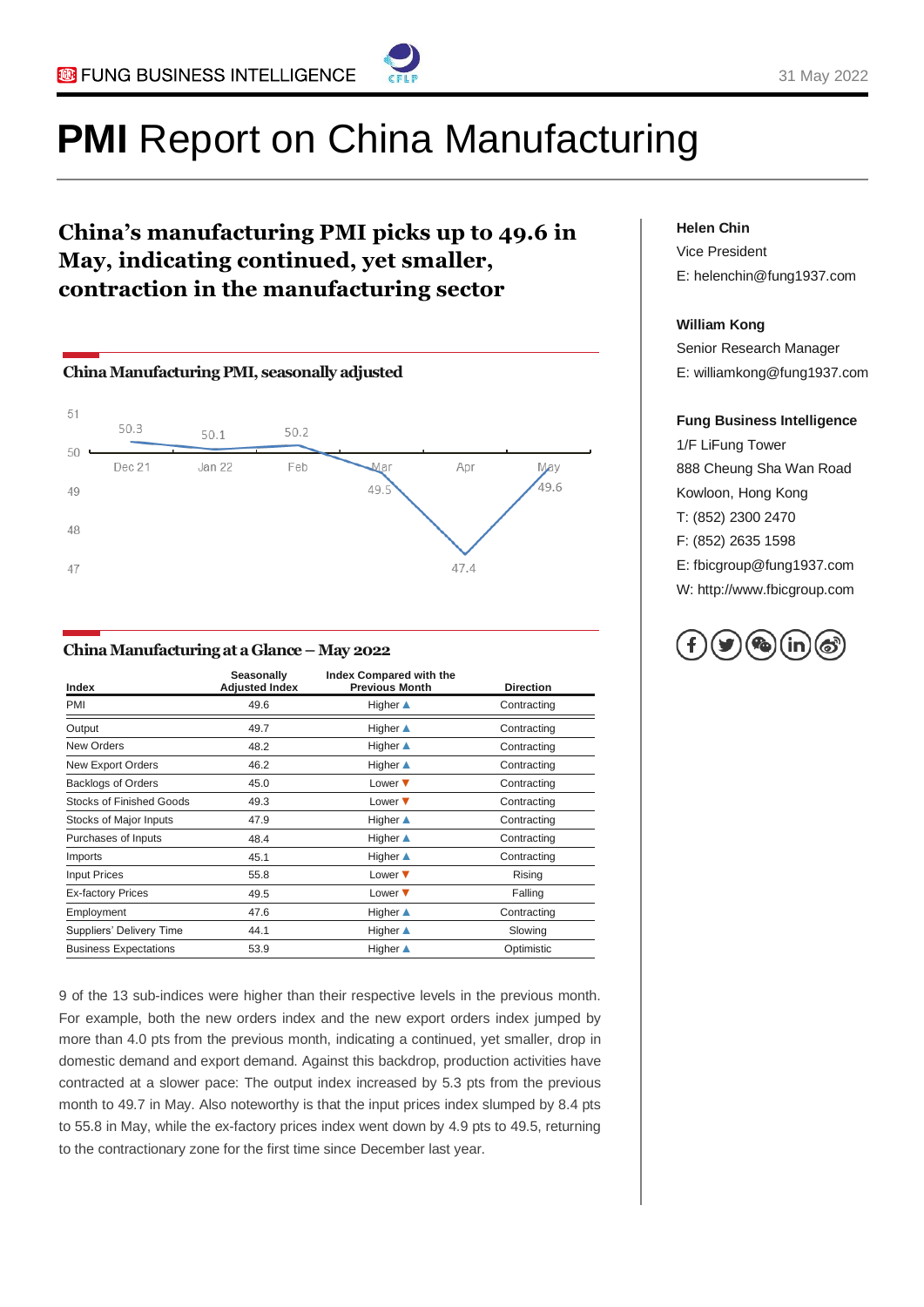# **PMI** Report on China Manufacturing

31 May 2022

## China's manufacturing PMI picks up to 49.6 in May, indicating continued, yet smaller, contraction in the manufacturing sector

**China Manufacturing PMI, seasonally adjusted**

| Dec 21 | Jan 22 | Feb | Mar | Apr | May |
|---|---|---|---|---|---|
| 50.3 | 50.1 | 50.2 | 49.5 | 47.4 | 49.6 |

**China Manufacturing at a Glance – May 2022**

| Index | Seasonally Adjusted Index | Index Compared with the Previous Month | Direction |
|---|---|---|---|
| PMI | 49.6 | Higher ▲ | Contracting |
| Output | 49.7 | Higher ▲ | Contracting |
| New Orders | 48.2 | Higher ▲ | Contracting |
| New Export Orders | 46.2 | Higher ▲ | Contracting |
| Backlogs of Orders | 45.0 | Lower ▼ | Contracting |
| Stocks of Finished Goods | 49.3 | Lower ▼ | Contracting |
| Stocks of Major Inputs | 47.9 | Higher ▲ | Contracting |
| Purchases of Inputs | 48.4 | Higher ▲ | Contracting |
| Imports | 45.1 | Higher ▲ | Contracting |
| Input Prices | 55.8 | Lower ▼ | Rising |
| Ex-factory Prices | 49.5 | Lower ▼ | Falling |
| Employment | 47.6 | Higher ▲ | Contracting |
| Suppliers' Delivery Time | 44.1 | Higher ▲ | Slowing |
| Business Expectations | 53.9 | Higher ▲ | Optimistic |

9 of the 13 sub-indices were higher than their respective levels in the previous month. For example, both the new orders index and the new export orders index jumped by more than 4.0 pts from the previous month, indicating a continued, yet smaller, drop in domestic demand and export demand. Against this backdrop, production activities have contracted at a slower pace: The output index increased by 5.3 pts from the previous month to 49.7 in May. Also noteworthy is that the input prices index slumped by 8.4 pts to 55.8 in May, while the ex-factory prices index went down by 4.9 pts to 49.5, returning to the contractionary zone for the first time since December last year.

**Helen Chin**
Vice President
E: helenchin@fung1937.com

**William Kong**
Senior Research Manager
E: williamkong@fung1937.com

**Fung Business Intelligence**
1/F LiFung Tower
888 Cheung Sha Wan Road
Kowloon, Hong Kong
T: (852) 2300 2470
F: (852) 2635 1598
E: fbicgroup@fung1937.com
W: http://www.fbicgroup.com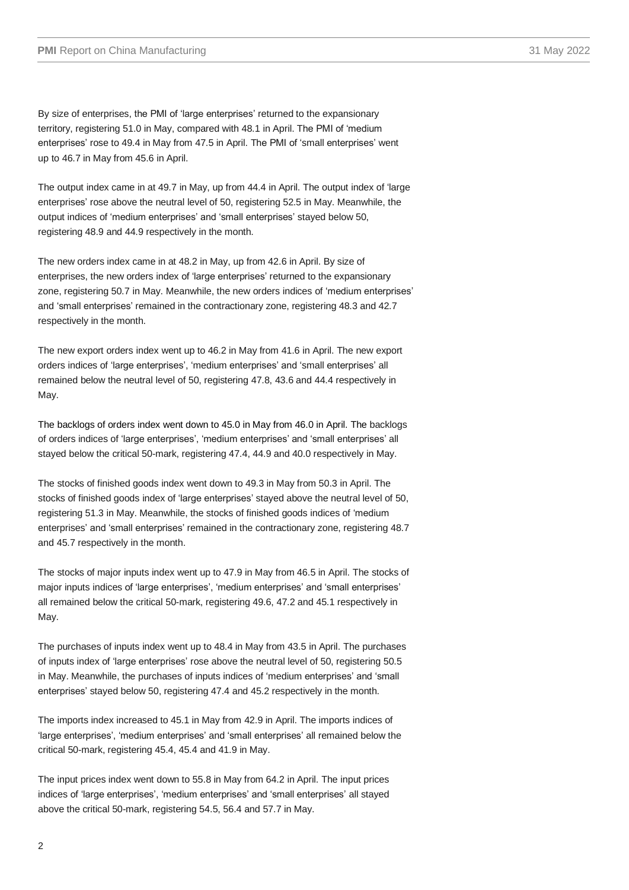By size of enterprises, the PMI of 'large enterprises' returned to the expansionary territory, registering 51.0 in May, compared with 48.1 in April. The PMI of 'medium enterprises' rose to 49.4 in May from 47.5 in April. The PMI of 'small enterprises' went up to 46.7 in May from 45.6 in April.

The output index came in at 49.7 in May, up from 44.4 in April. The output index of 'large enterprises' rose above the neutral level of 50, registering 52.5 in May. Meanwhile, the output indices of 'medium enterprises' and 'small enterprises' stayed below 50, registering 48.9 and 44.9 respectively in the month.

The new orders index came in at 48.2 in May, up from 42.6 in April. By size of enterprises, the new orders index of 'large enterprises' returned to the expansionary zone, registering 50.7 in May. Meanwhile, the new orders indices of 'medium enterprises' and 'small enterprises' remained in the contractionary zone, registering 48.3 and 42.7 respectively in the month.

The new export orders index went up to 46.2 in May from 41.6 in April. The new export orders indices of 'large enterprises', 'medium enterprises' and 'small enterprises' all remained below the neutral level of 50, registering 47.8, 43.6 and 44.4 respectively in May.

The backlogs of orders index went down to 45.0 in May from 46.0 in April. The backlogs of orders indices of 'large enterprises', 'medium enterprises' and 'small enterprises' all stayed below the critical 50-mark, registering 47.4, 44.9 and 40.0 respectively in May.

The stocks of finished goods index went down to 49.3 in May from 50.3 in April. The stocks of finished goods index of 'large enterprises' stayed above the neutral level of 50, registering 51.3 in May. Meanwhile, the stocks of finished goods indices of 'medium enterprises' and 'small enterprises' remained in the contractionary zone, registering 48.7 and 45.7 respectively in the month.

The stocks of major inputs index went up to 47.9 in May from 46.5 in April. The stocks of major inputs indices of 'large enterprises', 'medium enterprises' and 'small enterprises' all remained below the critical 50-mark, registering 49.6, 47.2 and 45.1 respectively in May.

The purchases of inputs index went up to 48.4 in May from 43.5 in April. The purchases of inputs index of 'large enterprises' rose above the neutral level of 50, registering 50.5 in May. Meanwhile, the purchases of inputs indices of 'medium enterprises' and 'small enterprises' stayed below 50, registering 47.4 and 45.2 respectively in the month.

The imports index increased to 45.1 in May from 42.9 in April. The imports indices of 'large enterprises', 'medium enterprises' and 'small enterprises' all remained below the critical 50-mark, registering 45.4, 45.4 and 41.9 in May.

The input prices index went down to 55.8 in May from 64.2 in April. The input prices indices of 'large enterprises', 'medium enterprises' and 'small enterprises' all stayed above the critical 50-mark, registering 54.5, 56.4 and 57.7 in May.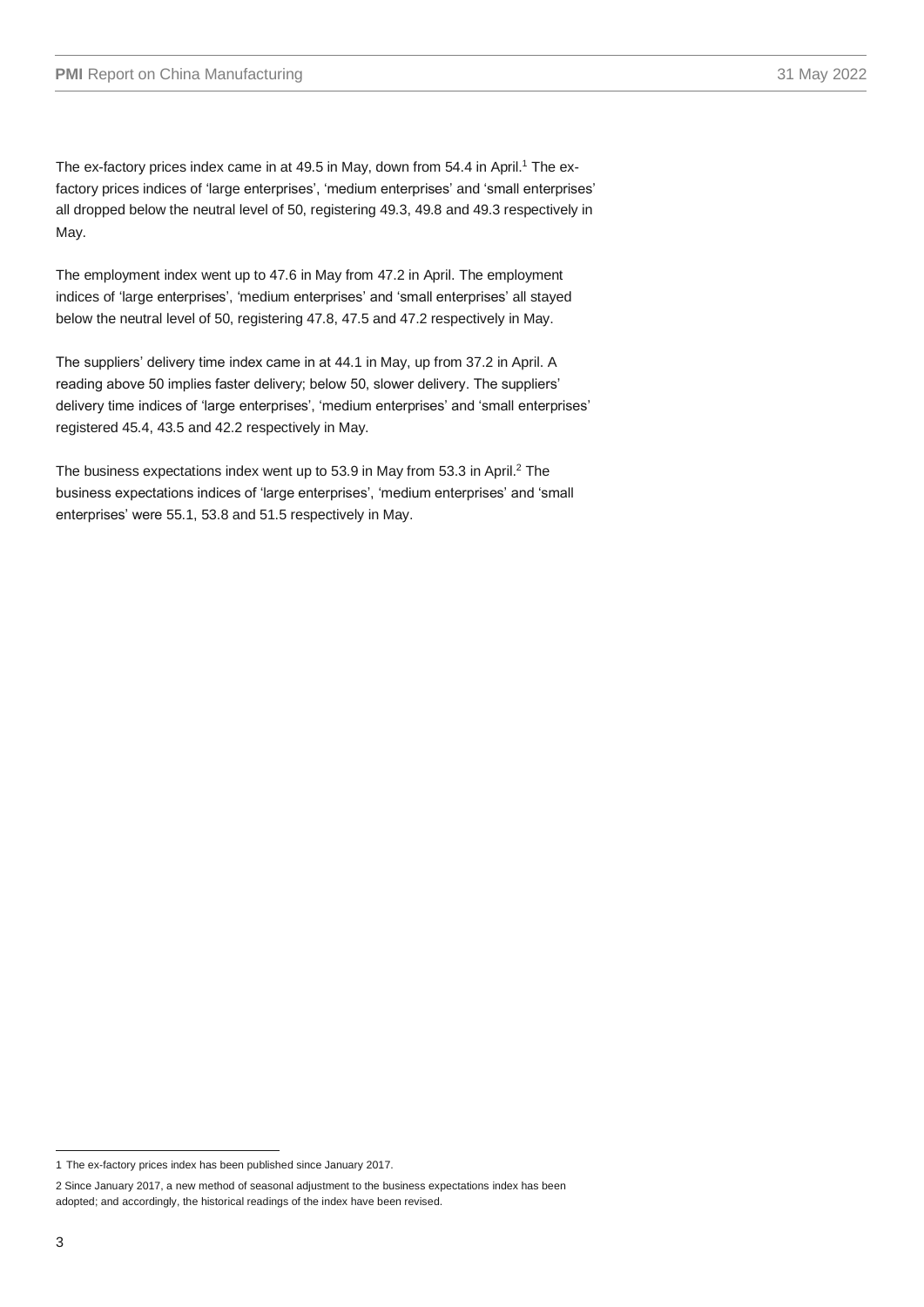The ex-factory prices index came in at 49.5 in May, down from 54.4 in April.[1] The ex-factory prices indices of 'large enterprises', 'medium enterprises' and 'small enterprises' all dropped below the neutral level of 50, registering 49.3, 49.8 and 49.3 respectively in May.

The employment index went up to 47.6 in May from 47.2 in April. The employment indices of 'large enterprises', 'medium enterprises' and 'small enterprises' all stayed below the neutral level of 50, registering 47.8, 47.5 and 47.2 respectively in May.

The suppliers' delivery time index came in at 44.1 in May, up from 37.2 in April. A reading above 50 implies faster delivery; below 50, slower delivery. The suppliers' delivery time indices of 'large enterprises', 'medium enterprises' and 'small enterprises' registered 45.4, 43.5 and 42.2 respectively in May.

The business expectations index went up to 53.9 in May from 53.3 in April.[2] The business expectations indices of 'large enterprises', 'medium enterprises' and 'small enterprises' were 55.1, 53.8 and 51.5 respectively in May.

---

1 The ex-factory prices index has been published since January 2017.

2 Since January 2017, a new method of seasonal adjustment to the business expectations index has been adopted; and accordingly, the historical readings of the index have been revised.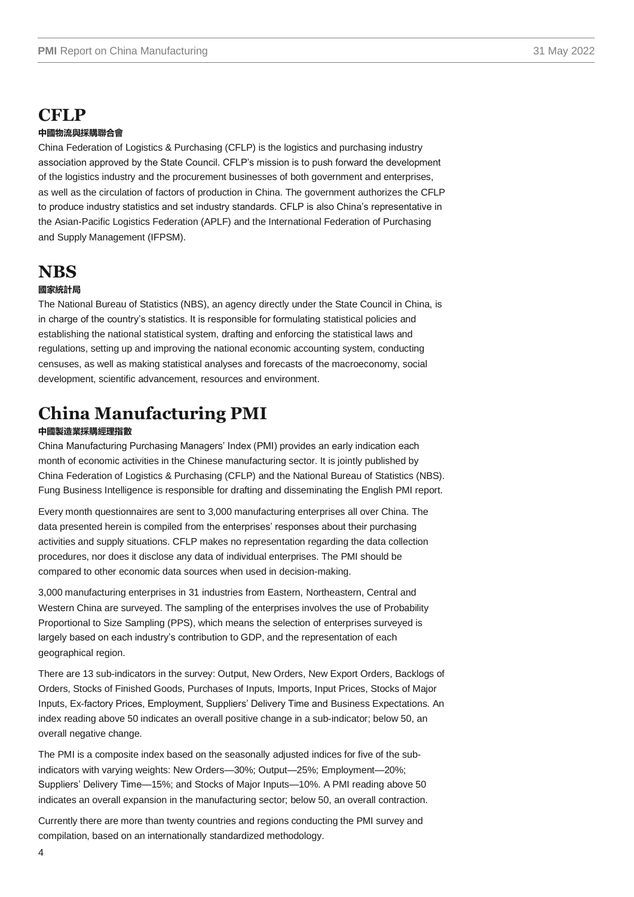# CFLP

**中國物流與採購聯合會**

China Federation of Logistics & Purchasing (CFLP) is the logistics and purchasing industry association approved by the State Council. CFLP's mission is to push forward the development of the logistics industry and the procurement businesses of both government and enterprises, as well as the circulation of factors of production in China. The government authorizes the CFLP to produce industry statistics and set industry standards. CFLP is also China's representative in the Asian-Pacific Logistics Federation (APLF) and the International Federation of Purchasing and Supply Management (IFPSM).

# NBS

**國家統計局**

The National Bureau of Statistics (NBS), an agency directly under the State Council in China, is in charge of the country's statistics. It is responsible for formulating statistical policies and establishing the national statistical system, drafting and enforcing the statistical laws and regulations, setting up and improving the national economic accounting system, conducting censuses, as well as making statistical analyses and forecasts of the macroeconomy, social development, scientific advancement, resources and environment.

# China Manufacturing PMI

**中國製造業採購經理指數**

China Manufacturing Purchasing Managers' Index (PMI) provides an early indication each month of economic activities in the Chinese manufacturing sector. It is jointly published by China Federation of Logistics & Purchasing (CFLP) and the National Bureau of Statistics (NBS). Fung Business Intelligence is responsible for drafting and disseminating the English PMI report.

Every month questionnaires are sent to 3,000 manufacturing enterprises all over China. The data presented herein is compiled from the enterprises' responses about their purchasing activities and supply situations. CFLP makes no representation regarding the data collection procedures, nor does it disclose any data of individual enterprises. The PMI should be compared to other economic data sources when used in decision-making.

3,000 manufacturing enterprises in 31 industries from Eastern, Northeastern, Central and Western China are surveyed. The sampling of the enterprises involves the use of Probability Proportional to Size Sampling (PPS), which means the selection of enterprises surveyed is largely based on each industry's contribution to GDP, and the representation of each geographical region.

There are 13 sub-indicators in the survey: Output, New Orders, New Export Orders, Backlogs of Orders, Stocks of Finished Goods, Purchases of Inputs, Imports, Input Prices, Stocks of Major Inputs, Ex-factory Prices, Employment, Suppliers' Delivery Time and Business Expectations. An index reading above 50 indicates an overall positive change in a sub-indicator; below 50, an overall negative change.

The PMI is a composite index based on the seasonally adjusted indices for five of the sub-indicators with varying weights: New Orders—30%; Output—25%; Employment—20%; Suppliers' Delivery Time—15%; and Stocks of Major Inputs—10%. A PMI reading above 50 indicates an overall expansion in the manufacturing sector; below 50, an overall contraction.

Currently there are more than twenty countries and regions conducting the PMI survey and compilation, based on an internationally standardized methodology.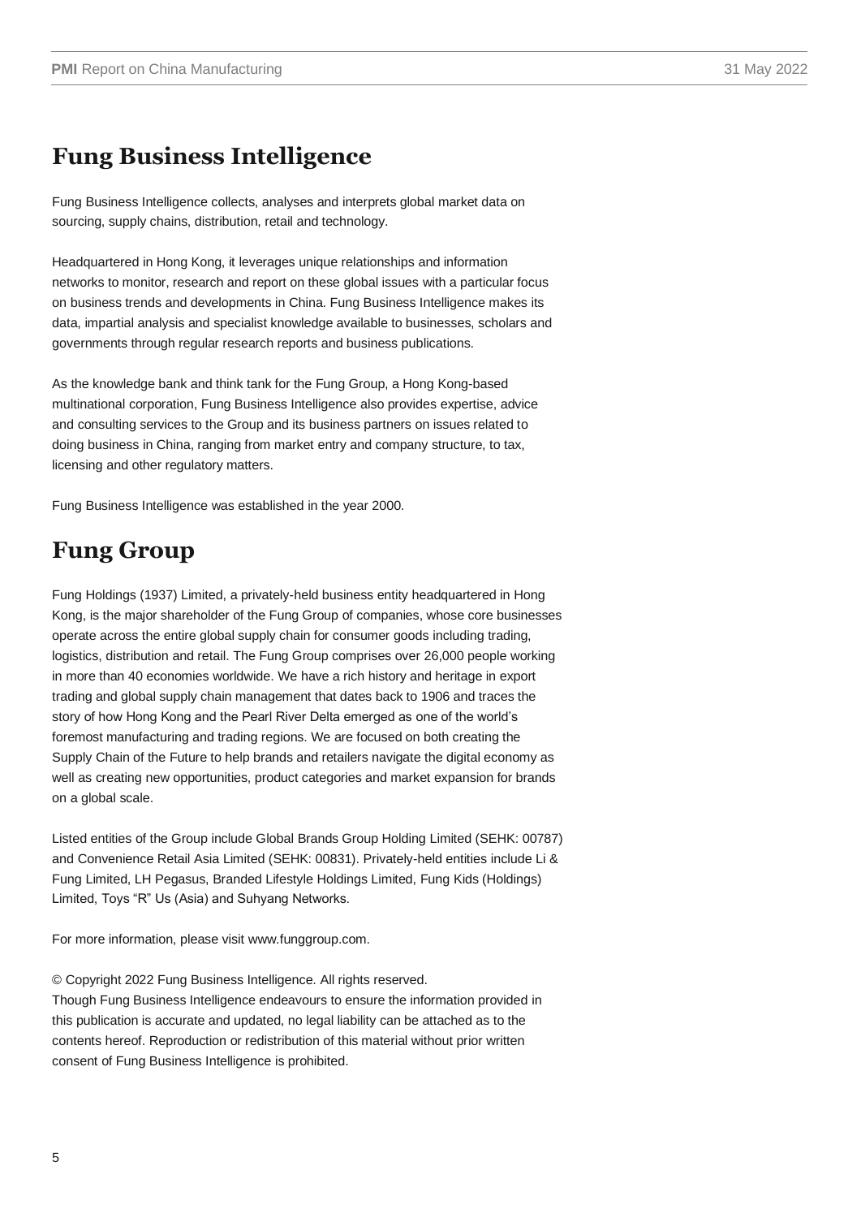## Fung Business Intelligence

Fung Business Intelligence collects, analyses and interprets global market data on sourcing, supply chains, distribution, retail and technology.

Headquartered in Hong Kong, it leverages unique relationships and information networks to monitor, research and report on these global issues with a particular focus on business trends and developments in China. Fung Business Intelligence makes its data, impartial analysis and specialist knowledge available to businesses, scholars and governments through regular research reports and business publications.

As the knowledge bank and think tank for the Fung Group, a Hong Kong-based multinational corporation, Fung Business Intelligence also provides expertise, advice and consulting services to the Group and its business partners on issues related to doing business in China, ranging from market entry and company structure, to tax, licensing and other regulatory matters.

Fung Business Intelligence was established in the year 2000.

## Fung Group

Fung Holdings (1937) Limited, a privately-held business entity headquartered in Hong Kong, is the major shareholder of the Fung Group of companies, whose core businesses operate across the entire global supply chain for consumer goods including trading, logistics, distribution and retail. The Fung Group comprises over 26,000 people working in more than 40 economies worldwide. We have a rich history and heritage in export trading and global supply chain management that dates back to 1906 and traces the story of how Hong Kong and the Pearl River Delta emerged as one of the world's foremost manufacturing and trading regions. We are focused on both creating the Supply Chain of the Future to help brands and retailers navigate the digital economy as well as creating new opportunities, product categories and market expansion for brands on a global scale.

Listed entities of the Group include Global Brands Group Holding Limited (SEHK: 00787) and Convenience Retail Asia Limited (SEHK: 00831). Privately-held entities include Li & Fung Limited, LH Pegasus, Branded Lifestyle Holdings Limited, Fung Kids (Holdings) Limited, Toys "R" Us (Asia) and Suhyang Networks.

For more information, please visit www.funggroup.com.

© Copyright 2022 Fung Business Intelligence. All rights reserved.
Though Fung Business Intelligence endeavours to ensure the information provided in this publication is accurate and updated, no legal liability can be attached as to the contents hereof. Reproduction or redistribution of this material without prior written consent of Fung Business Intelligence is prohibited.